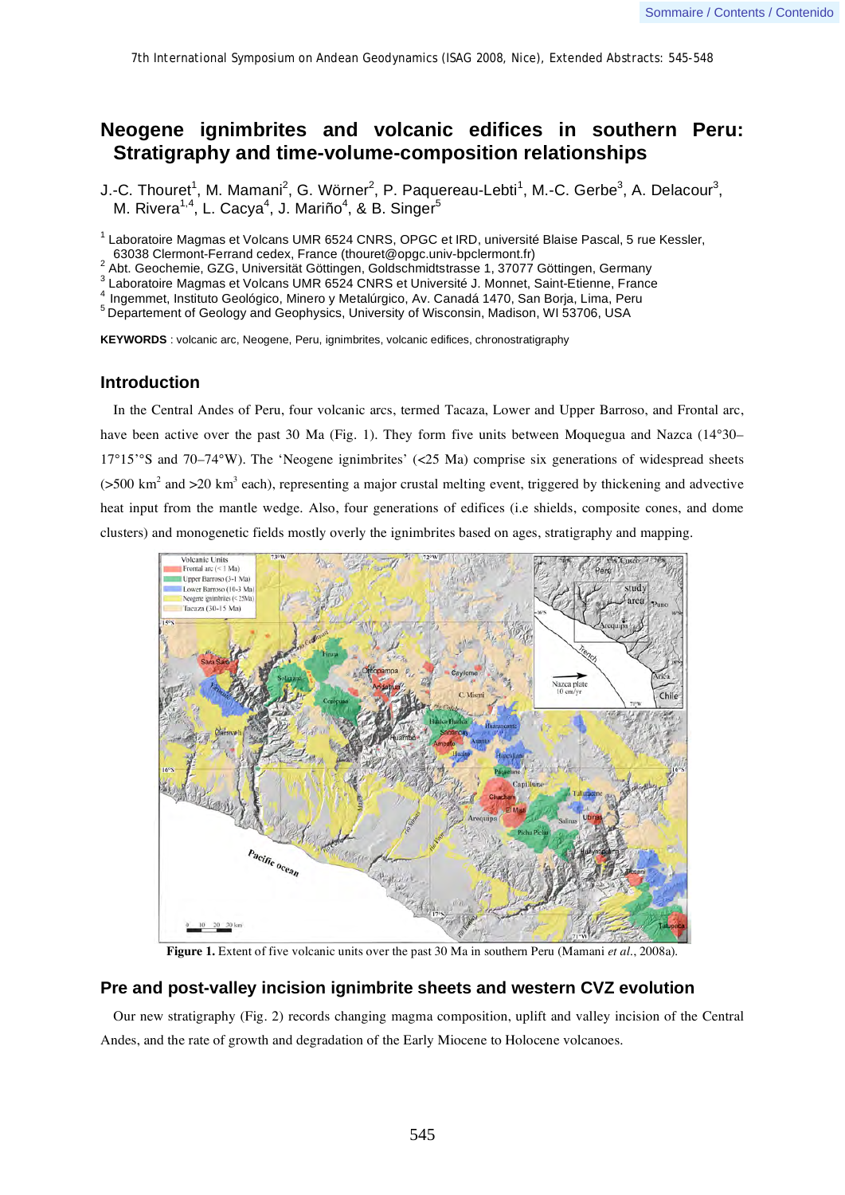# Neogene ignimbrites and volcanic edifices in southern Peru: Stratigraphy and time-volume-composition relationships

J.-C. Thouret[1], M. Mamani[2], G. Wörner[2], P. Paquereau-Lebti[1], M.-C. Gerbe[3], A. Delacour[3], M. Rivera[1,4], L. Cacya[4], J. Mariño[4], & B. Singer[5]

[1] Laboratoire Magmas et Volcans UMR 6524 CNRS, OPGC et IRD, université Blaise Pascal, 5 rue Kessler, 63038 Clermont-Ferrand cedex, France (thouret@opgc.univ-bpclermont.fr)
[2] Abt. Geochemie, GZG, Universität Göttingen, Goldschmidtstrasse 1, 37077 Göttingen, Germany
[3] Laboratoire Magmas et Volcans UMR 6524 CNRS et Université J. Monnet, Saint-Etienne, France
[4] Ingemmet, Instituto Geológico, Minero y Metalúrgico, Av. Canadá 1470, San Borja, Lima, Peru
[5] Departement of Geology and Geophysics, University of Wisconsin, Madison, WI 53706, USA

**KEYWORDS** : volcanic arc, Neogene, Peru, ignimbrites, volcanic edifices, chronostratigraphy

## Introduction

In the Central Andes of Peru, four volcanic arcs, termed Tacaza, Lower and Upper Barroso, and Frontal arc, have been active over the past 30 Ma (Fig. 1). They form five units between Moquegua and Nazca (14°30–17°15'°S and 70–74°W). The 'Neogene ignimbrites' (<25 Ma) comprise six generations of widespread sheets (>500 km$^2$ and >20 km$^3$ each), representing a major crustal melting event, triggered by thickening and advective heat input from the mantle wedge. Also, four generations of edifices (i.e shields, composite cones, and dome clusters) and monogenetic fields mostly overly the ignimbrites based on ages, stratigraphy and mapping.

**Figure 1.** Extent of five volcanic units over the past 30 Ma in southern Peru (Mamani *et al.*, 2008a).

## Pre and post-valley incision ignimbrite sheets and western CVZ evolution

Our new stratigraphy (Fig. 2) records changing magma composition, uplift and valley incision of the Central Andes, and the rate of growth and degradation of the Early Miocene to Holocene volcanoes.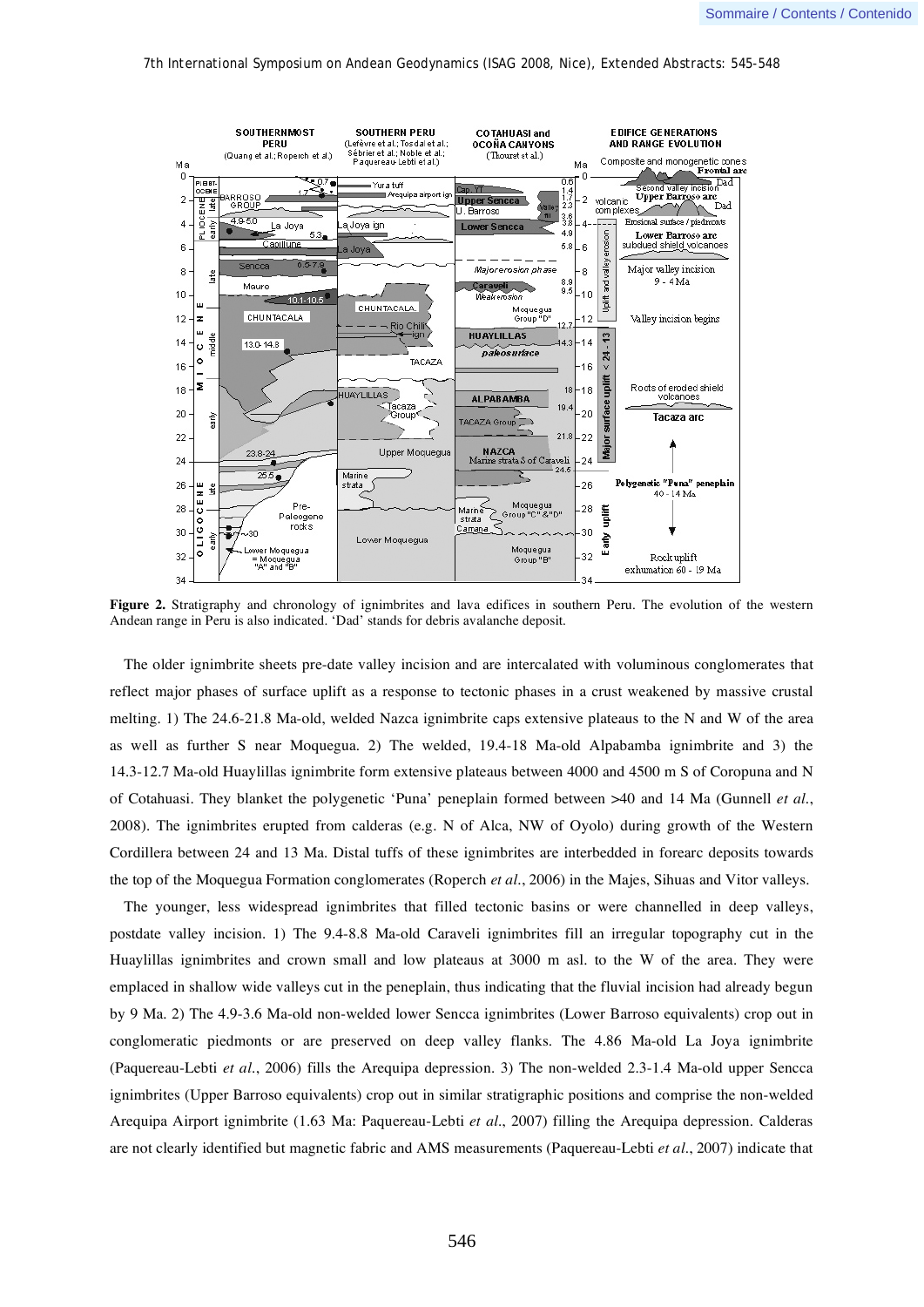**Figure 2.** Stratigraphy and chronology of ignimbrites and lava edifices in southern Peru. The evolution of the western Andean range in Peru is also indicated. 'Dad' stands for debris avalanche deposit.

The older ignimbrite sheets pre-date valley incision and are intercalated with voluminous conglomerates that reflect major phases of surface uplift as a response to tectonic phases in a crust weakened by massive crustal melting. 1) The 24.6-21.8 Ma-old, welded Nazca ignimbrite caps extensive plateaus to the N and W of the area as well as further S near Moquegua. 2) The welded, 19.4-18 Ma-old Alpabamba ignimbrite and 3) the 14.3-12.7 Ma-old Huaylillas ignimbrite form extensive plateaus between 4000 and 4500 m S of Coropuna and N of Cotahuasi. They blanket the polygenetic 'Puna' peneplain formed between >40 and 14 Ma (Gunnell *et al.*, 2008). The ignimbrites erupted from calderas (e.g. N of Alca, NW of Oyolo) during growth of the Western Cordillera between 24 and 13 Ma. Distal tuffs of these ignimbrites are interbedded in forearc deposits towards the top of the Moquegua Formation conglomerates (Roperch *et al.*, 2006) in the Majes, Sihuas and Vitor valleys.

The younger, less widespread ignimbrites that filled tectonic basins or were channelled in deep valleys, postdate valley incision. 1) The 9.4-8.8 Ma-old Caraveli ignimbrites fill an irregular topography cut in the Huaylillas ignimbrites and crown small and low plateaus at 3000 m asl. to the W of the area. They were emplaced in shallow wide valleys cut in the peneplain, thus indicating that the fluvial incision had already begun by 9 Ma. 2) The 4.9-3.6 Ma-old non-welded lower Sencca ignimbrites (Lower Barroso equivalents) crop out in conglomeratic piedmonts or are preserved on deep valley flanks. The 4.86 Ma-old La Joya ignimbrite (Paquereau-Lebti *et al.*, 2006) fills the Arequipa depression. 3) The non-welded 2.3-1.4 Ma-old upper Sencca ignimbrites (Upper Barroso equivalents) crop out in similar stratigraphic positions and comprise the non-welded Arequipa Airport ignimbrite (1.63 Ma: Paquereau-Lebti *et al.*, 2007) filling the Arequipa depression. Calderas are not clearly identified but magnetic fabric and AMS measurements (Paquereau-Lebti *et al.*, 2007) indicate that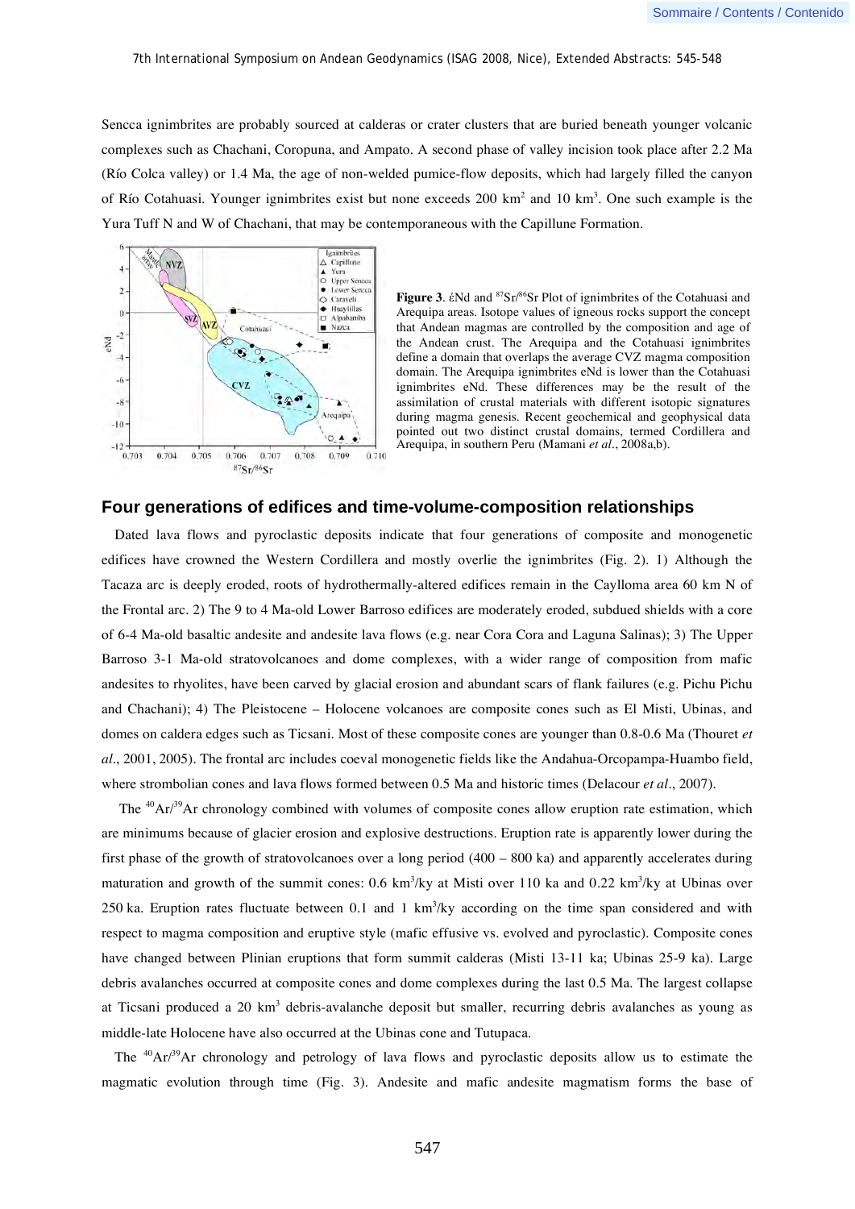Sencca ignimbrites are probably sourced at calderas or crater clusters that are buried beneath younger volcanic complexes such as Chachani, Coropuna, and Ampato. A second phase of valley incision took place after 2.2 Ma (Río Colca valley) or 1.4 Ma, the age of non-welded pumice-flow deposits, which had largely filled the canyon of Río Cotahuasi. Younger ignimbrites exist but none exceeds 200 km$^2$ and 10 km$^3$. One such example is the Yura Tuff N and W of Chachani, that may be contemporaneous with the Capillune Formation.

**Figure 3**. εNd and $^{87}Sr/^{86}Sr$ Plot of ignimbrites of the Cotahuasi and Arequipa areas. Isotope values of igneous rocks support the concept that Andean magmas are controlled by the composition and age of the Andean crust. The Arequipa and the Cotahuasi ignimbrites define a domain that overlaps the average CVZ magma composition domain. The Arequipa ignimbrites eNd is lower than the Cotahuasi ignimbrites eNd. These differences may be the result of the assimilation of crustal materials with different isotopic signatures during magma genesis. Recent geochemical and geophysical data pointed out two distinct crustal domains, termed Cordillera and Arequipa, in southern Peru (Mamani *et al*., 2008a,b).

## Four generations of edifices and time-volume-composition relationships

Dated lava flows and pyroclastic deposits indicate that four generations of composite and monogenetic edifices have crowned the Western Cordillera and mostly overlie the ignimbrites (Fig. 2). 1) Although the Tacaza arc is deeply eroded, roots of hydrothermally-altered edifices remain in the Caylloma area 60 km N of the Frontal arc. 2) The 9 to 4 Ma-old Lower Barroso edifices are moderately eroded, subdued shields with a core of 6-4 Ma-old basaltic andesite and andesite lava flows (e.g. near Cora Cora and Laguna Salinas); 3) The Upper Barroso 3-1 Ma-old stratovolcanoes and dome complexes, with a wider range of composition from mafic andesites to rhyolites, have been carved by glacial erosion and abundant scars of flank failures (e.g. Pichu Pichu and Chachani); 4) The Pleistocene – Holocene volcanoes are composite cones such as El Misti, Ubinas, and domes on caldera edges such as Ticsani. Most of these composite cones are younger than 0.8-0.6 Ma (Thouret *et al*., 2001, 2005). The frontal arc includes coeval monogenetic fields like the Andahua-Orcopampa-Huambo field, where strombolian cones and lava flows formed between 0.5 Ma and historic times (Delacour *et al*., 2007).

The $^{40}Ar/^{39}Ar$ chronology combined with volumes of composite cones allow eruption rate estimation, which are minimums because of glacier erosion and explosive destructions. Eruption rate is apparently lower during the first phase of the growth of stratovolcanoes over a long period (400 – 800 ka) and apparently accelerates during maturation and growth of the summit cones: 0.6 km$^3$/ky at Misti over 110 ka and 0.22 km$^3$/ky at Ubinas over 250 ka. Eruption rates fluctuate between 0.1 and 1 km$^3$/ky according on the time span considered and with respect to magma composition and eruptive style (mafic effusive vs. evolved and pyroclastic). Composite cones have changed between Plinian eruptions that form summit calderas (Misti 13-11 ka; Ubinas 25-9 ka). Large debris avalanches occurred at composite cones and dome complexes during the last 0.5 Ma. The largest collapse at Ticsani produced a 20 km$^3$ debris-avalanche deposit but smaller, recurring debris avalanches as young as middle-late Holocene have also occurred at the Ubinas cone and Tutupaca.

The $^{40}Ar/^{39}Ar$ chronology and petrology of lava flows and pyroclastic deposits allow us to estimate the magmatic evolution through time (Fig. 3). Andesite and mafic andesite magmatism forms the base of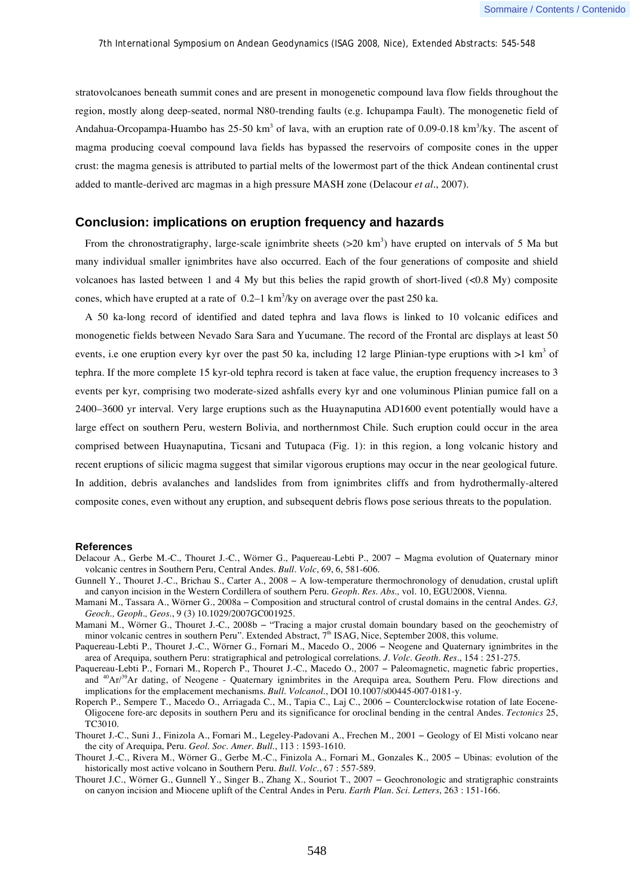stratovolcanoes beneath summit cones and are present in monogenetic compound lava flow fields throughout the region, mostly along deep-seated, normal N80-trending faults (e.g. Ichupampa Fault). The monogenetic field of Andahua-Orcopampa-Huambo has 25-50 $km^3$ of lava, with an eruption rate of 0.09-0.18 $km^3$/ky. The ascent of magma producing coeval compound lava fields has bypassed the reservoirs of composite cones in the upper crust: the magma genesis is attributed to partial melts of the lowermost part of the thick Andean continental crust added to mantle-derived arc magmas in a high pressure MASH zone (Delacour *et al*., 2007).

## Conclusion: implications on eruption frequency and hazards

From the chronostratigraphy, large-scale ignimbrite sheets (>20 $km^3$) have erupted on intervals of 5 Ma but many individual smaller ignimbrites have also occurred. Each of the four generations of composite and shield volcanoes has lasted between 1 and 4 My but this belies the rapid growth of short-lived (<0.8 My) composite cones, which have erupted at a rate of 0.2–1 $km^3$/ky on average over the past 250 ka.

A 50 ka-long record of identified and dated tephra and lava flows is linked to 10 volcanic edifices and monogenetic fields between Nevado Sara Sara and Yucumane. The record of the Frontal arc displays at least 50 events, i.e one eruption every kyr over the past 50 ka, including 12 large Plinian-type eruptions with >1 $km^3$ of tephra. If the more complete 15 kyr-old tephra record is taken at face value, the eruption frequency increases to 3 events per kyr, comprising two moderate-sized ashfalls every kyr and one voluminous Plinian pumice fall on a 2400–3600 yr interval. Very large eruptions such as the Huaynaputina AD1600 event potentially would have a large effect on southern Peru, western Bolivia, and northernmost Chile. Such eruption could occur in the area comprised between Huaynaputina, Ticsani and Tutupaca (Fig. 1): in this region, a long volcanic history and recent eruptions of silicic magma suggest that similar vigorous eruptions may occur in the near geological future. In addition, debris avalanches and landslides from from ignimbrites cliffs and from hydrothermally-altered composite cones, even without any eruption, and subsequent debris flows pose serious threats to the population.

### References

Delacour A., Gerbe M.-C., Thouret J.-C., Wörner G., Paquereau-Lebti P., 2007 – Magma evolution of Quaternary minor volcanic centres in Southern Peru, Central Andes. *Bull. Volc*, 69, 6, 581-606.

Gunnell Y., Thouret J.-C., Brichau S., Carter A., 2008 – A low-temperature thermochronology of denudation, crustal uplift and canyon incision in the Western Cordillera of southern Peru. *Geoph. Res. Abs.,* vol. 10, EGU2008, Vienna.

Mamani M., Tassara A., Wörner G., 2008a – Composition and structural control of crustal domains in the central Andes. *G3, Geoch., Geoph., Geos.*, 9 (3) 10.1029/2007GC001925.

Mamani M., Wörner G., Thouret J.-C., 2008b – "Tracing a major crustal domain boundary based on the geochemistry of minor volcanic centres in southern Peru". Extended Abstract, 7th ISAG, Nice, September 2008, this volume.

Paquereau-Lebti P., Thouret J.-C., Wörner G., Fornari M., Macedo O., 2006 – Neogene and Quaternary ignimbrites in the area of Arequipa, southern Peru: stratigraphical and petrological correlations. *J. Volc. Geoth. Res.*, 154 : 251-275.

Paquereau-Lebti P., Fornari M., Roperch P., Thouret J.-C., Macedo O., 2007 – Paleomagnetic, magnetic fabric properties, and $^{40}Ar/^{39}Ar$ dating, of Neogene - Quaternary ignimbrites in the Arequipa area, Southern Peru. Flow directions and implications for the emplacement mechanisms. *Bull. Volcanol.*, DOI 10.1007/s00445-007-0181-y.

Roperch P., Sempere T., Macedo O., Arriagada C., M., Tapia C., Laj C., 2006 – Counterclockwise rotation of late Eocene-Oligocene fore-arc deposits in southern Peru and its significance for oroclinal bending in the central Andes. *Tectonics* 25, TC3010.

Thouret J.-C., Suni J., Finizola A., Fornari M., Legeley-Padovani A., Frechen M., 2001 – Geology of El Misti volcano near the city of Arequipa, Peru. *Geol. Soc. Amer. Bull.*, 113 : 1593-1610.

Thouret J.-C., Rivera M., Wörner G., Gerbe M.-C., Finizola A., Fornari M., Gonzales K., 2005 – Ubinas: evolution of the historically most active volcano in Southern Peru. *Bull. Volc.*, 67 : 557-589.

Thouret J.C., Wörner G., Gunnell Y., Singer B., Zhang X., Souriot T., 2007 – Geochronologic and stratigraphic constraints on canyon incision and Miocene uplift of the Central Andes in Peru. *Earth Plan. Sci. Letters*, 263 : 151-166.